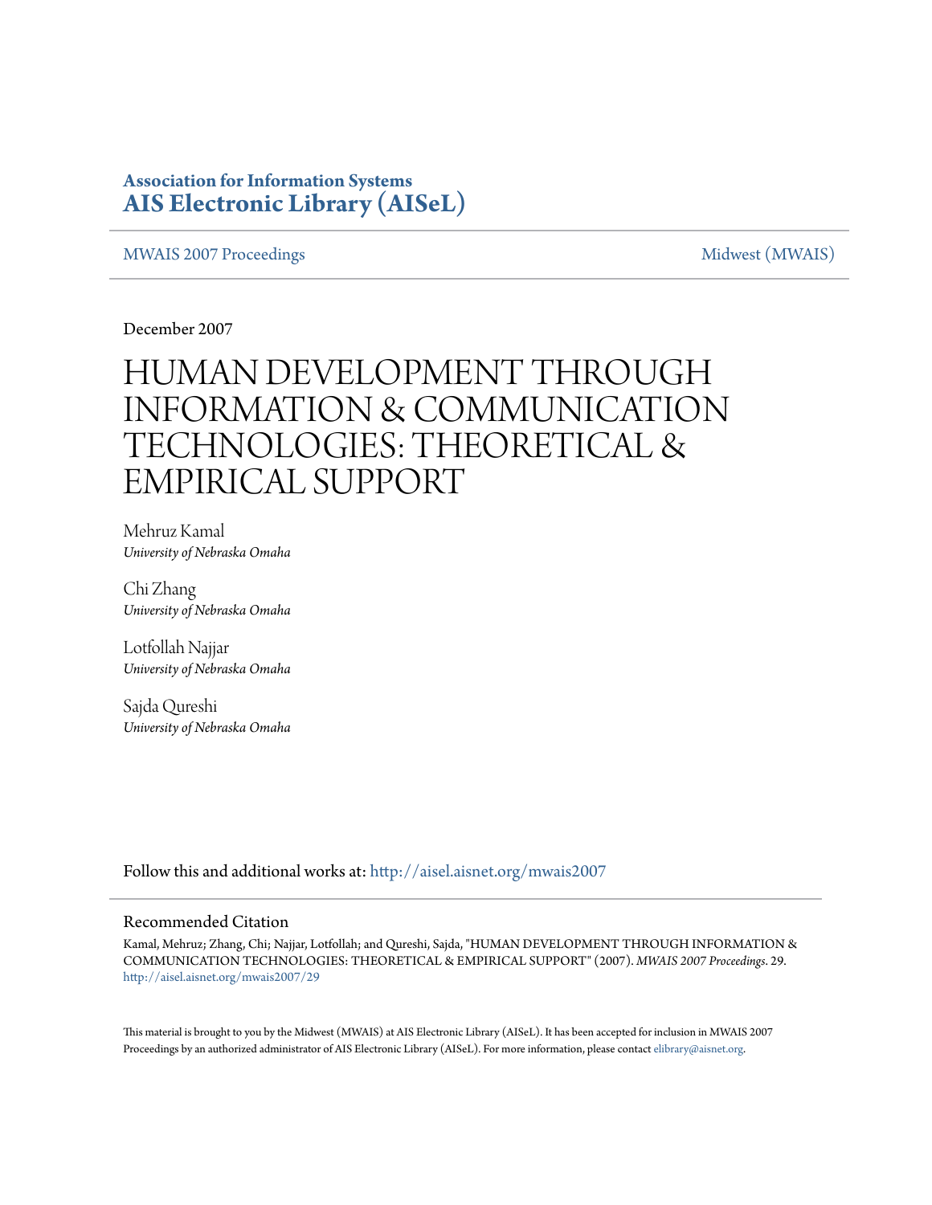**Association for Information Systems**
**AIS Electronic Library (AISeL)**

MWAIS 2007 Proceedings | Midwest (MWAIS)

December 2007

# HUMAN DEVELOPMENT THROUGH INFORMATION & COMMUNICATION TECHNOLOGIES: THEORETICAL & EMPIRICAL SUPPORT

Mehruz Kamal
*University of Nebraska Omaha*

Chi Zhang
*University of Nebraska Omaha*

Lotfollah Najjar
*University of Nebraska Omaha*

Sajda Qureshi
*University of Nebraska Omaha*

Follow this and additional works at: http://aisel.aisnet.org/mwais2007

## Recommended Citation

Kamal, Mehruz; Zhang, Chi; Najjar, Lotfollah; and Qureshi, Sajda, "HUMAN DEVELOPMENT THROUGH INFORMATION & COMMUNICATION TECHNOLOGIES: THEORETICAL & EMPIRICAL SUPPORT" (2007). *MWAIS 2007 Proceedings*. 29.
http://aisel.aisnet.org/mwais2007/29

This material is brought to you by the Midwest (MWAIS) at AIS Electronic Library (AISeL). It has been accepted for inclusion in MWAIS 2007 Proceedings by an authorized administrator of AIS Electronic Library (AISeL). For more information, please contact elibrary@aisnet.org.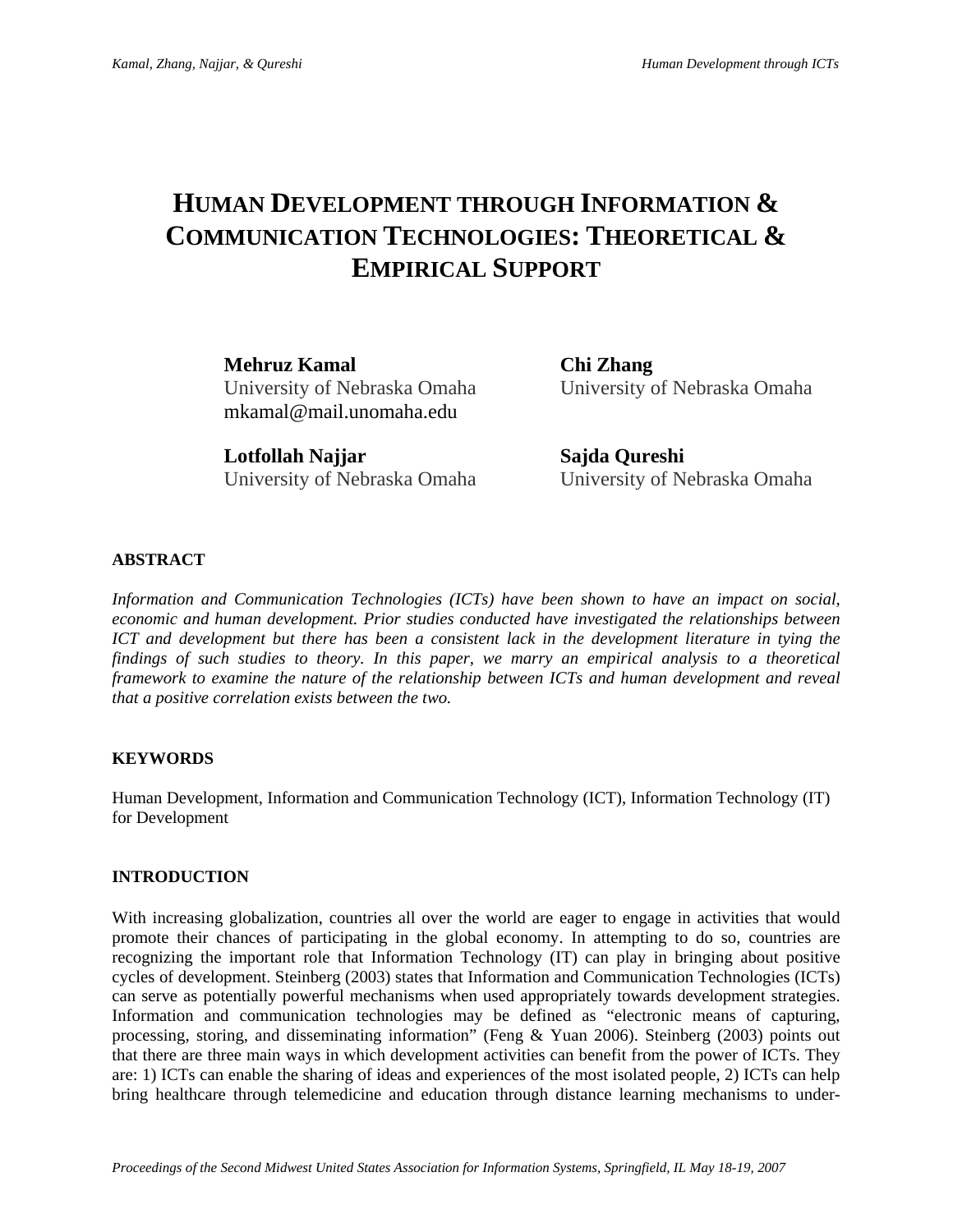# HUMAN DEVELOPMENT THROUGH INFORMATION & COMMUNICATION TECHNOLOGIES: THEORETICAL & EMPIRICAL SUPPORT

**Mehruz Kamal**
University of Nebraska Omaha
mkamal@mail.unomaha.edu

**Chi Zhang**
University of Nebraska Omaha

**Lotfollah Najjar**
University of Nebraska Omaha

**Sajda Qureshi**
University of Nebraska Omaha

## ABSTRACT

*Information and Communication Technologies (ICTs) have been shown to have an impact on social, economic and human development. Prior studies conducted have investigated the relationships between ICT and development but there has been a consistent lack in the development literature in tying the findings of such studies to theory. In this paper, we marry an empirical analysis to a theoretical framework to examine the nature of the relationship between ICTs and human development and reveal that a positive correlation exists between the two.*

## KEYWORDS

Human Development, Information and Communication Technology (ICT), Information Technology (IT) for Development

## INTRODUCTION

With increasing globalization, countries all over the world are eager to engage in activities that would promote their chances of participating in the global economy. In attempting to do so, countries are recognizing the important role that Information Technology (IT) can play in bringing about positive cycles of development. Steinberg (2003) states that Information and Communication Technologies (ICTs) can serve as potentially powerful mechanisms when used appropriately towards development strategies. Information and communication technologies may be defined as "electronic means of capturing, processing, storing, and disseminating information" (Feng & Yuan 2006). Steinberg (2003) points out that there are three main ways in which development activities can benefit from the power of ICTs. They are: 1) ICTs can enable the sharing of ideas and experiences of the most isolated people, 2) ICTs can help bring healthcare through telemedicine and education through distance learning mechanisms to under-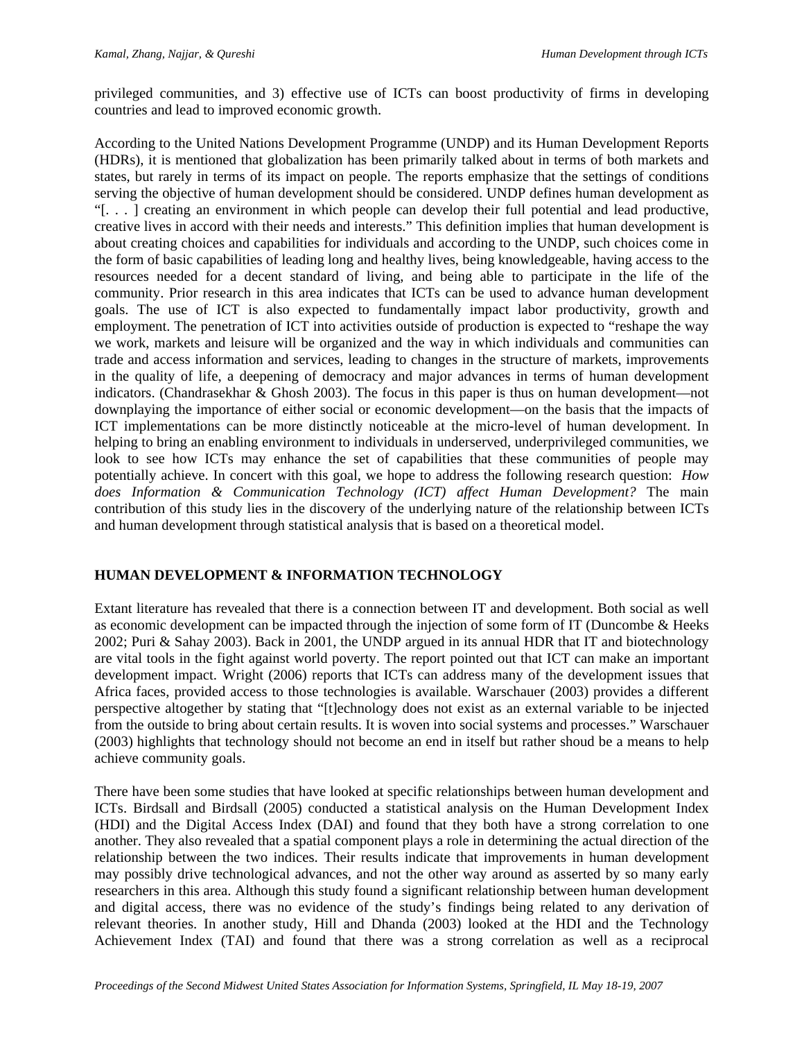privileged communities, and 3) effective use of ICTs can boost productivity of firms in developing countries and lead to improved economic growth.

According to the United Nations Development Programme (UNDP) and its Human Development Reports (HDRs), it is mentioned that globalization has been primarily talked about in terms of both markets and states, but rarely in terms of its impact on people. The reports emphasize that the settings of conditions serving the objective of human development should be considered. UNDP defines human development as "[. . . ] creating an environment in which people can develop their full potential and lead productive, creative lives in accord with their needs and interests." This definition implies that human development is about creating choices and capabilities for individuals and according to the UNDP, such choices come in the form of basic capabilities of leading long and healthy lives, being knowledgeable, having access to the resources needed for a decent standard of living, and being able to participate in the life of the community. Prior research in this area indicates that ICTs can be used to advance human development goals. The use of ICT is also expected to fundamentally impact labor productivity, growth and employment. The penetration of ICT into activities outside of production is expected to "reshape the way we work, markets and leisure will be organized and the way in which individuals and communities can trade and access information and services, leading to changes in the structure of markets, improvements in the quality of life, a deepening of democracy and major advances in terms of human development indicators. (Chandrasekhar & Ghosh 2003). The focus in this paper is thus on human development—not downplaying the importance of either social or economic development—on the basis that the impacts of ICT implementations can be more distinctly noticeable at the micro-level of human development. In helping to bring an enabling environment to individuals in underserved, underprivileged communities, we look to see how ICTs may enhance the set of capabilities that these communities of people may potentially achieve. In concert with this goal, we hope to address the following research question: *How does Information & Communication Technology (ICT) affect Human Development?* The main contribution of this study lies in the discovery of the underlying nature of the relationship between ICTs and human development through statistical analysis that is based on a theoretical model.

## HUMAN DEVELOPMENT & INFORMATION TECHNOLOGY

Extant literature has revealed that there is a connection between IT and development. Both social as well as economic development can be impacted through the injection of some form of IT (Duncombe & Heeks 2002; Puri & Sahay 2003). Back in 2001, the UNDP argued in its annual HDR that IT and biotechnology are vital tools in the fight against world poverty. The report pointed out that ICT can make an important development impact. Wright (2006) reports that ICTs can address many of the development issues that Africa faces, provided access to those technologies is available. Warschauer (2003) provides a different perspective altogether by stating that "[t]echnology does not exist as an external variable to be injected from the outside to bring about certain results. It is woven into social systems and processes." Warschauer (2003) highlights that technology should not become an end in itself but rather shoud be a means to help achieve community goals.

There have been some studies that have looked at specific relationships between human development and ICTs. Birdsall and Birdsall (2005) conducted a statistical analysis on the Human Development Index (HDI) and the Digital Access Index (DAI) and found that they both have a strong correlation to one another. They also revealed that a spatial component plays a role in determining the actual direction of the relationship between the two indices. Their results indicate that improvements in human development may possibly drive technological advances, and not the other way around as asserted by so many early researchers in this area. Although this study found a significant relationship between human development and digital access, there was no evidence of the study's findings being related to any derivation of relevant theories. In another study, Hill and Dhanda (2003) looked at the HDI and the Technology Achievement Index (TAI) and found that there was a strong correlation as well as a reciprocal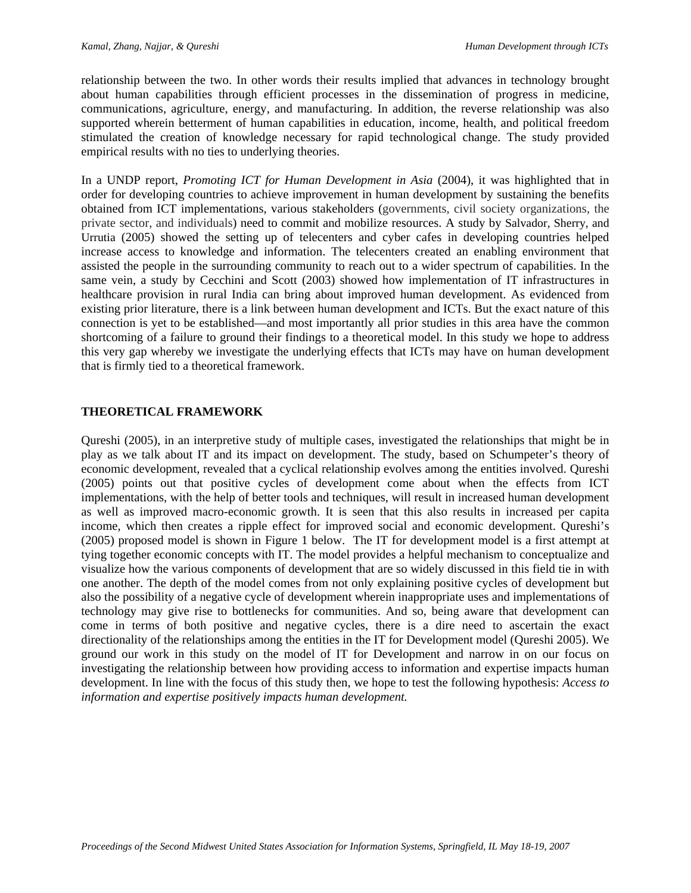relationship between the two. In other words their results implied that advances in technology brought about human capabilities through efficient processes in the dissemination of progress in medicine, communications, agriculture, energy, and manufacturing. In addition, the reverse relationship was also supported wherein betterment of human capabilities in education, income, health, and political freedom stimulated the creation of knowledge necessary for rapid technological change. The study provided empirical results with no ties to underlying theories.

In a UNDP report, *Promoting ICT for Human Development in Asia* (2004), it was highlighted that in order for developing countries to achieve improvement in human development by sustaining the benefits obtained from ICT implementations, various stakeholders (governments, civil society organizations, the private sector, and individuals) need to commit and mobilize resources. A study by Salvador, Sherry, and Urrutia (2005) showed the setting up of telecenters and cyber cafes in developing countries helped increase access to knowledge and information. The telecenters created an enabling environment that assisted the people in the surrounding community to reach out to a wider spectrum of capabilities. In the same vein, a study by Cecchini and Scott (2003) showed how implementation of IT infrastructures in healthcare provision in rural India can bring about improved human development. As evidenced from existing prior literature, there is a link between human development and ICTs. But the exact nature of this connection is yet to be established—and most importantly all prior studies in this area have the common shortcoming of a failure to ground their findings to a theoretical model. In this study we hope to address this very gap whereby we investigate the underlying effects that ICTs may have on human development that is firmly tied to a theoretical framework.

## THEORETICAL FRAMEWORK

Qureshi (2005), in an interpretive study of multiple cases, investigated the relationships that might be in play as we talk about IT and its impact on development. The study, based on Schumpeter's theory of economic development, revealed that a cyclical relationship evolves among the entities involved. Qureshi (2005) points out that positive cycles of development come about when the effects from ICT implementations, with the help of better tools and techniques, will result in increased human development as well as improved macro-economic growth. It is seen that this also results in increased per capita income, which then creates a ripple effect for improved social and economic development. Qureshi's (2005) proposed model is shown in Figure 1 below. The IT for development model is a first attempt at tying together economic concepts with IT. The model provides a helpful mechanism to conceptualize and visualize how the various components of development that are so widely discussed in this field tie in with one another. The depth of the model comes from not only explaining positive cycles of development but also the possibility of a negative cycle of development wherein inappropriate uses and implementations of technology may give rise to bottlenecks for communities. And so, being aware that development can come in terms of both positive and negative cycles, there is a dire need to ascertain the exact directionality of the relationships among the entities in the IT for Development model (Qureshi 2005). We ground our work in this study on the model of IT for Development and narrow in on our focus on investigating the relationship between how providing access to information and expertise impacts human development. In line with the focus of this study then, we hope to test the following hypothesis: *Access to information and expertise positively impacts human development.*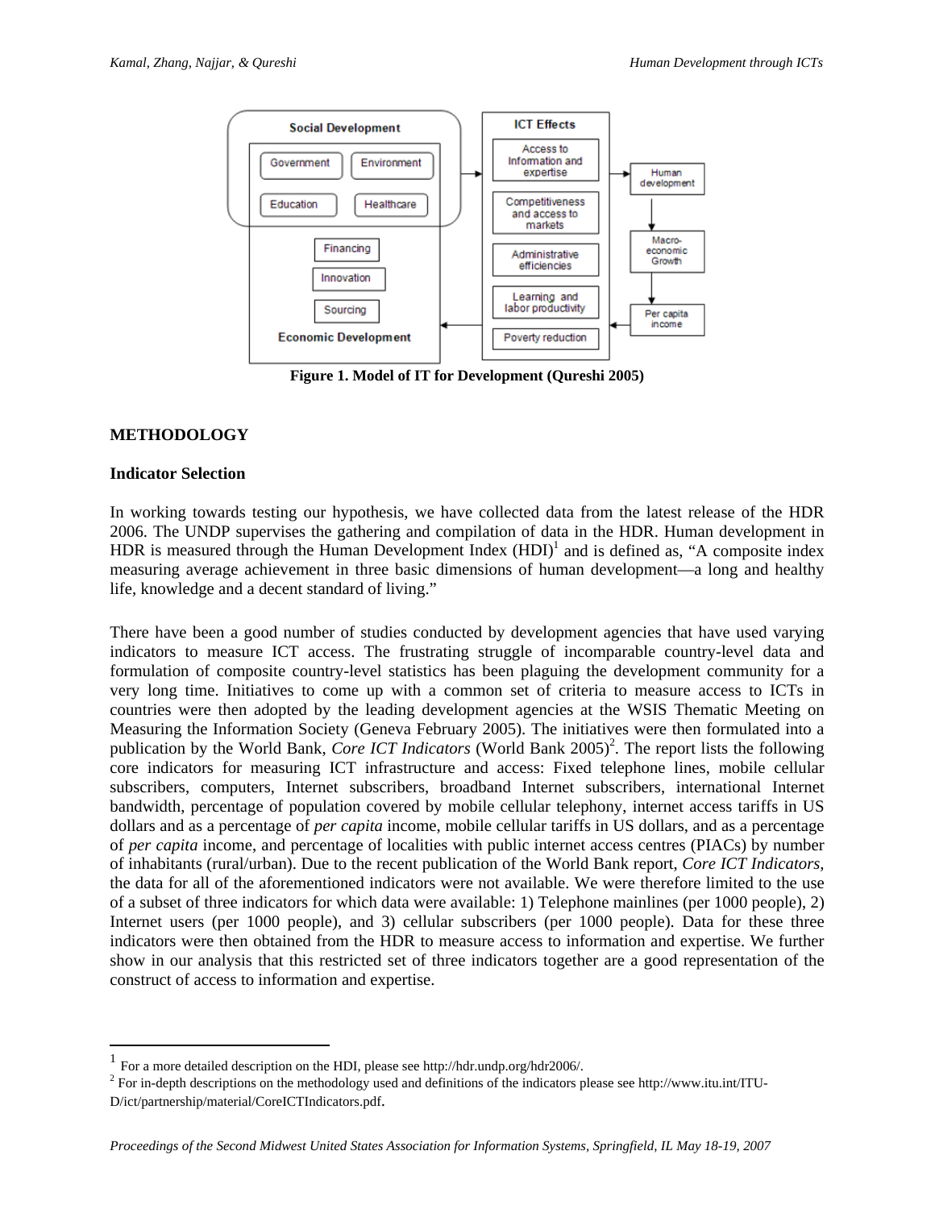Figure 1. Model of IT for Development (Qureshi 2005)

## METHODOLOGY

### Indicator Selection

In working towards testing our hypothesis, we have collected data from the latest release of the HDR 2006. The UNDP supervises the gathering and compilation of data in the HDR. Human development in HDR is measured through the Human Development Index (HDI)[1] and is defined as, "A composite index measuring average achievement in three basic dimensions of human development—a long and healthy life, knowledge and a decent standard of living."

There have been a good number of studies conducted by development agencies that have used varying indicators to measure ICT access. The frustrating struggle of incomparable country-level data and formulation of composite country-level statistics has been plaguing the development community for a very long time. Initiatives to come up with a common set of criteria to measure access to ICTs in countries were then adopted by the leading development agencies at the WSIS Thematic Meeting on Measuring the Information Society (Geneva February 2005). The initiatives were then formulated into a publication by the World Bank, *Core ICT Indicators* (World Bank 2005)[2]. The report lists the following core indicators for measuring ICT infrastructure and access: Fixed telephone lines, mobile cellular subscribers, computers, Internet subscribers, broadband Internet subscribers, international Internet bandwidth, percentage of population covered by mobile cellular telephony, internet access tariffs in US dollars and as a percentage of *per capita* income, mobile cellular tariffs in US dollars, and as a percentage of *per capita* income, and percentage of localities with public internet access centres (PIACs) by number of inhabitants (rural/urban). Due to the recent publication of the World Bank report, *Core ICT Indicators*, the data for all of the aforementioned indicators were not available. We were therefore limited to the use of a subset of three indicators for which data were available: 1) Telephone mainlines (per 1000 people), 2) Internet users (per 1000 people), and 3) cellular subscribers (per 1000 people). Data for these three indicators were then obtained from the HDR to measure access to information and expertise. We further show in our analysis that this restricted set of three indicators together are a good representation of the construct of access to information and expertise.

---

[1] For a more detailed description on the HDI, please see http://hdr.undp.org/hdr2006/.

[2] For in-depth descriptions on the methodology used and definitions of the indicators please see http://www.itu.int/ITU-D/ict/partnership/material/CoreICTIndicators.pdf.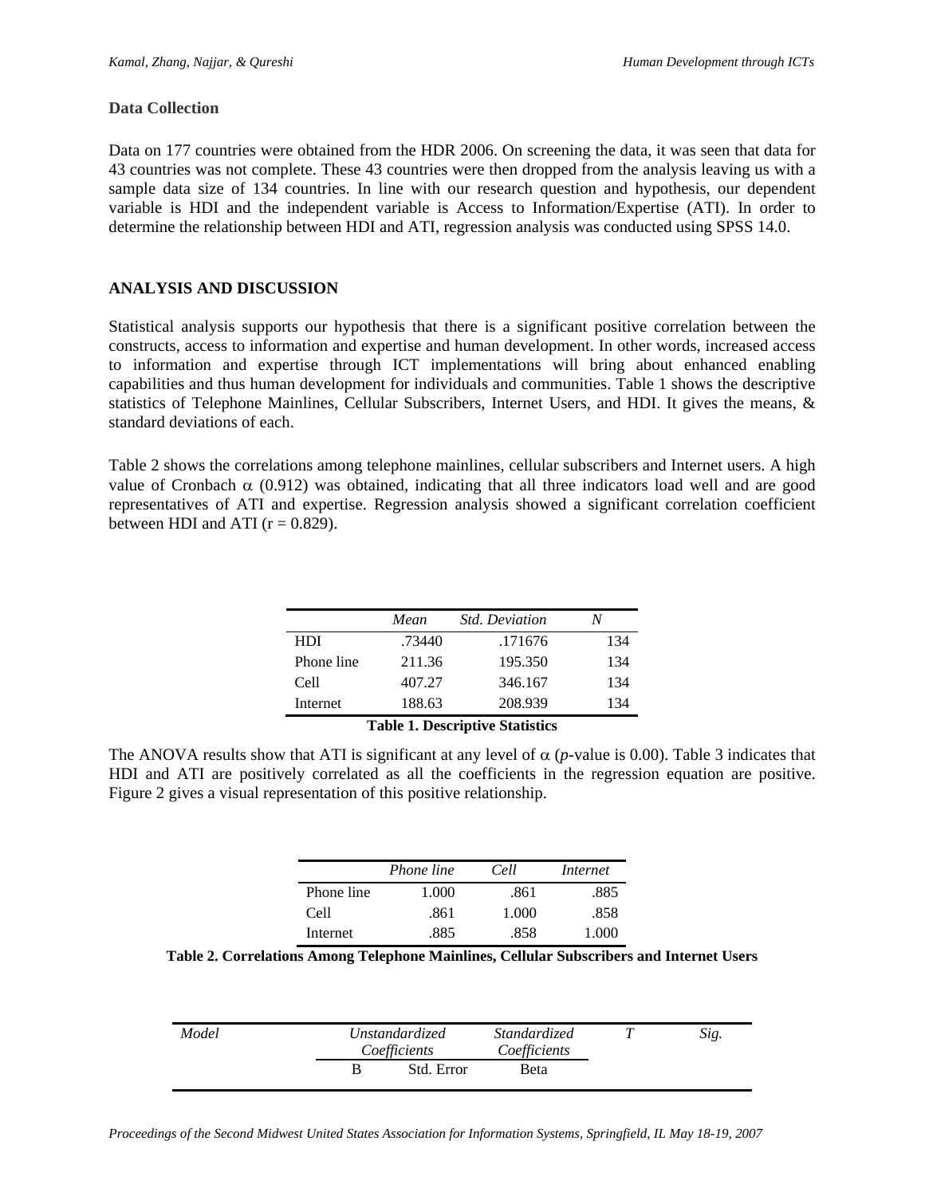### Data Collection

Data on 177 countries were obtained from the HDR 2006. On screening the data, it was seen that data for 43 countries was not complete. These 43 countries were then dropped from the analysis leaving us with a sample data size of 134 countries. In line with our research question and hypothesis, our dependent variable is HDI and the independent variable is Access to Information/Expertise (ATI). In order to determine the relationship between HDI and ATI, regression analysis was conducted using SPSS 14.0.

## ANALYSIS AND DISCUSSION

Statistical analysis supports our hypothesis that there is a significant positive correlation between the constructs, access to information and expertise and human development. In other words, increased access to information and expertise through ICT implementations will bring about enhanced enabling capabilities and thus human development for individuals and communities. Table 1 shows the descriptive statistics of Telephone Mainlines, Cellular Subscribers, Internet Users, and HDI. It gives the means, & standard deviations of each.

Table 2 shows the correlations among telephone mainlines, cellular subscribers and Internet users. A high value of Cronbach $\alpha$ (0.912) was obtained, indicating that all three indicators load well and are good representatives of ATI and expertise. Regression analysis showed a significant correlation coefficient between HDI and ATI ($r = 0.829$).

| | *Mean* | *Std. Deviation* | *N* |
|---|---|---|---|
| HDI | .73440 | .171676 | 134 |
| Phone line | 211.36 | 195.350 | 134 |
| Cell | 407.27 | 346.167 | 134 |
| Internet | 188.63 | 208.939 | 134 |

**Table 1. Descriptive Statistics**

The ANOVA results show that ATI is significant at any level of $\alpha$ (*p*-value is 0.00). Table 3 indicates that HDI and ATI are positively correlated as all the coefficients in the regression equation are positive. Figure 2 gives a visual representation of this positive relationship.

| | *Phone line* | *Cell* | *Internet* |
|---|---|---|---|
| Phone line | 1.000 | .861 | .885 |
| Cell | .861 | 1.000 | .858 |
| Internet | .885 | .858 | 1.000 |

**Table 2. Correlations Among Telephone Mainlines, Cellular Subscribers and Internet Users**

| *Model* | *Unstandardized Coefficients* | | *Standardized Coefficients* | *T* | *Sig.* |
|---|---|---|---|---|---|
| | B | Std. Error | Beta | | |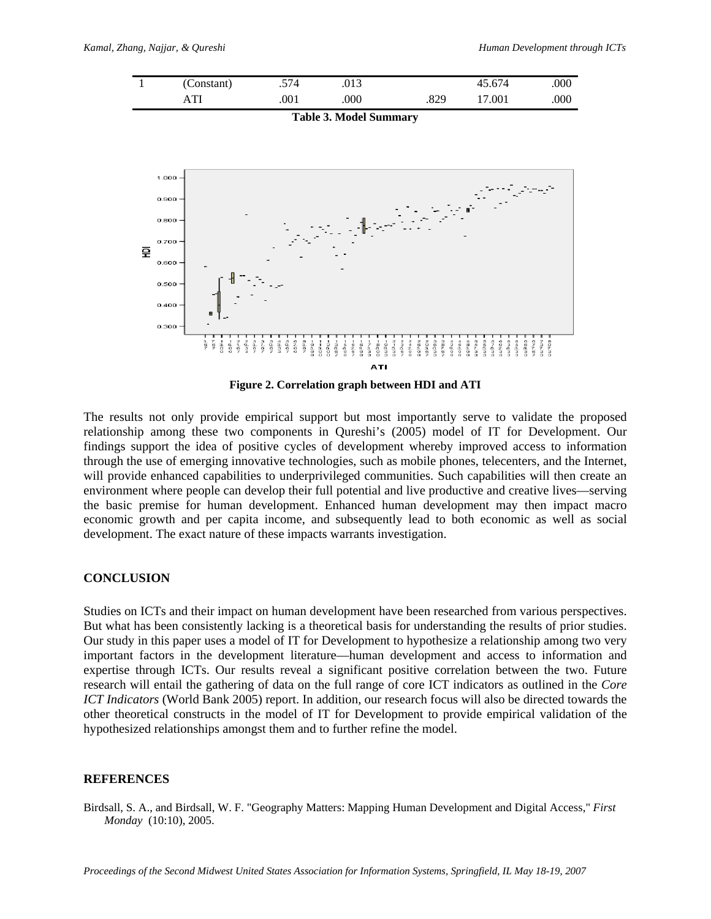| 1 | (Constant) | .574 | .013 | | 45.674 | .000 |
|---|---|---|---|---|---|---|
| | ATI | .001 | .000 | .829 | 17.001 | .000 |

**Table 3. Model Summary**

**Figure 2. Correlation graph between HDI and ATI**

The results not only provide empirical support but most importantly serve to validate the proposed relationship among these two components in Qureshi's (2005) model of IT for Development. Our findings support the idea of positive cycles of development whereby improved access to information through the use of emerging innovative technologies, such as mobile phones, telecenters, and the Internet, will provide enhanced capabilities to underprivileged communities. Such capabilities will then create an environment where people can develop their full potential and live productive and creative lives—serving the basic premise for human development. Enhanced human development may then impact macro economic growth and per capita income, and subsequently lead to both economic as well as social development. The exact nature of these impacts warrants investigation.

## CONCLUSION

Studies on ICTs and their impact on human development have been researched from various perspectives. But what has been consistently lacking is a theoretical basis for understanding the results of prior studies. Our study in this paper uses a model of IT for Development to hypothesize a relationship among two very important factors in the development literature—human development and access to information and expertise through ICTs. Our results reveal a significant positive correlation between the two. Future research will entail the gathering of data on the full range of core ICT indicators as outlined in the *Core ICT Indicators* (World Bank 2005) report. In addition, our research focus will also be directed towards the other theoretical constructs in the model of IT for Development to provide empirical validation of the hypothesized relationships amongst them and to further refine the model.

## REFERENCES

Birdsall, S. A., and Birdsall, W. F. "Geography Matters: Mapping Human Development and Digital Access," *First Monday* (10:10), 2005.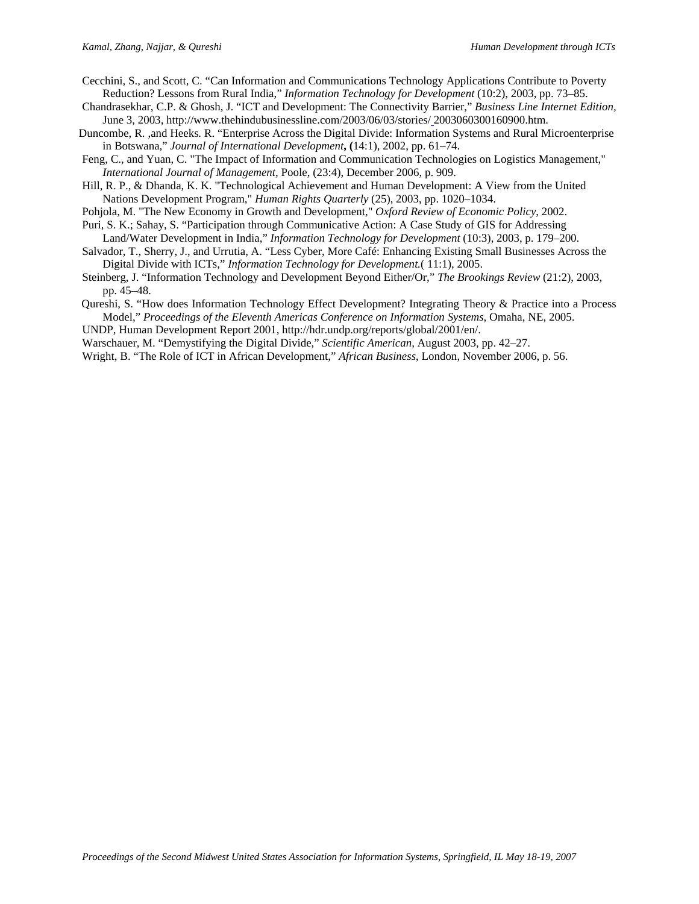Cecchini, S., and Scott, C. "Can Information and Communications Technology Applications Contribute to Poverty Reduction? Lessons from Rural India," *Information Technology for Development* (10:2), 2003, pp. 73–85.

Chandrasekhar, C.P. & Ghosh, J. "ICT and Development: The Connectivity Barrier," *Business Line Internet Edition*, June 3, 2003, http://www.thehindubusinessline.com/2003/06/03/stories/ 2003060300160900.htm.

Duncombe, R. ,and Heeks. R. "Enterprise Across the Digital Divide: Information Systems and Rural Microenterprise in Botswana," *Journal of International Development*, **(**14:1), 2002, pp. 61–74.

Feng, C., and Yuan, C. "The Impact of Information and Communication Technologies on Logistics Management," *International Journal of Management*, Poole, (23:4), December 2006, p. 909.

Hill, R. P., & Dhanda, K. K. "Technological Achievement and Human Development: A View from the United Nations Development Program," *Human Rights Quarterly* (25), 2003, pp. 1020–1034.

Pohjola, M. "The New Economy in Growth and Development," *Oxford Review of Economic Policy*, 2002.

Puri, S. K.; Sahay, S. "Participation through Communicative Action: A Case Study of GIS for Addressing Land/Water Development in India," *Information Technology for Development* (10:3), 2003, p. 179–200.

Salvador, T., Sherry, J., and Urrutia, A. "Less Cyber, More Café: Enhancing Existing Small Businesses Across the Digital Divide with ICTs," *Information Technology for Development.*( 11:1), 2005.

Steinberg, J. "Information Technology and Development Beyond Either/Or," *The Brookings Review* (21:2), 2003, pp. 45–48.

Qureshi, S. "How does Information Technology Effect Development? Integrating Theory & Practice into a Process Model," *Proceedings of the Eleventh Americas Conference on Information Systems*, Omaha, NE, 2005.

UNDP, Human Development Report 2001, http://hdr.undp.org/reports/global/2001/en/.

Warschauer, M. "Demystifying the Digital Divide," *Scientific American*, August 2003, pp. 42–27.

Wright, B. "The Role of ICT in African Development," *African Business*, London, November 2006, p. 56.